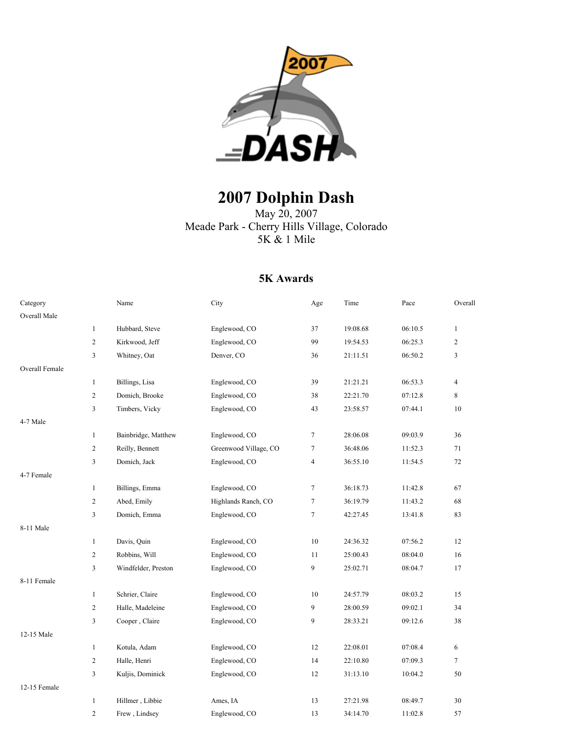# 2007 Dolphin Dash

May 20, 2007
Meade Park - Cherry Hills Village, Colorado
5K & 1 Mile

## 5K Awards

| Category | | Name | City | Age | Time | Pace | Overall |
|---|---|---|---|---|---|---|---|
| Overall Male | | | | | | | |
| | 1 | Hubbard, Steve | Englewood, CO | 37 | 19:08.68 | 06:10.5 | 1 |
| | 2 | Kirkwood, Jeff | Englewood, CO | 99 | 19:54.53 | 06:25.3 | 2 |
| | 3 | Whitney, Oat | Denver, CO | 36 | 21:11.51 | 06:50.2 | 3 |
| Overall Female | | | | | | | |
| | 1 | Billings, Lisa | Englewood, CO | 39 | 21:21.21 | 06:53.3 | 4 |
| | 2 | Domich, Brooke | Englewood, CO | 38 | 22:21.70 | 07:12.8 | 8 |
| | 3 | Timbers, Vicky | Englewood, CO | 43 | 23:58.57 | 07:44.1 | 10 |
| 4-7 Male | | | | | | | |
| | 1 | Bainbridge, Matthew | Englewood, CO | 7 | 28:06.08 | 09:03.9 | 36 |
| | 2 | Reilly, Bennett | Greenwood Village, CO | 7 | 36:48.06 | 11:52.3 | 71 |
| | 3 | Domich, Jack | Englewood, CO | 4 | 36:55.10 | 11:54.5 | 72 |
| 4-7 Female | | | | | | | |
| | 1 | Billings, Emma | Englewood, CO | 7 | 36:18.73 | 11:42.8 | 67 |
| | 2 | Abed, Emily | Highlands Ranch, CO | 7 | 36:19.79 | 11:43.2 | 68 |
| | 3 | Domich, Emma | Englewood, CO | 7 | 42:27.45 | 13:41.8 | 83 |
| 8-11 Male | | | | | | | |
| | 1 | Davis, Quin | Englewood, CO | 10 | 24:36.32 | 07:56.2 | 12 |
| | 2 | Robbins, Will | Englewood, CO | 11 | 25:00.43 | 08:04.0 | 16 |
| | 3 | Windfelder, Preston | Englewood, CO | 9 | 25:02.71 | 08:04.7 | 17 |
| 8-11 Female | | | | | | | |
| | 1 | Schrier, Claire | Englewood, CO | 10 | 24:57.79 | 08:03.2 | 15 |
| | 2 | Halle, Madeleine | Englewood, CO | 9 | 28:00.59 | 09:02.1 | 34 |
| | 3 | Cooper , Claire | Englewood, CO | 9 | 28:33.21 | 09:12.6 | 38 |
| 12-15 Male | | | | | | | |
| | 1 | Kotula, Adam | Englewood, CO | 12 | 22:08.01 | 07:08.4 | 6 |
| | 2 | Halle, Henri | Englewood, CO | 14 | 22:10.80 | 07:09.3 | 7 |
| | 3 | Kuljis, Dominick | Englewood, CO | 12 | 31:13.10 | 10:04.2 | 50 |
| 12-15 Female | | | | | | | |
| | 1 | Hillmer , Libbie | Ames, IA | 13 | 27:21.98 | 08:49.7 | 30 |
| | 2 | Frew , Lindsey | Englewood, CO | 13 | 34:14.70 | 11:02.8 | 57 |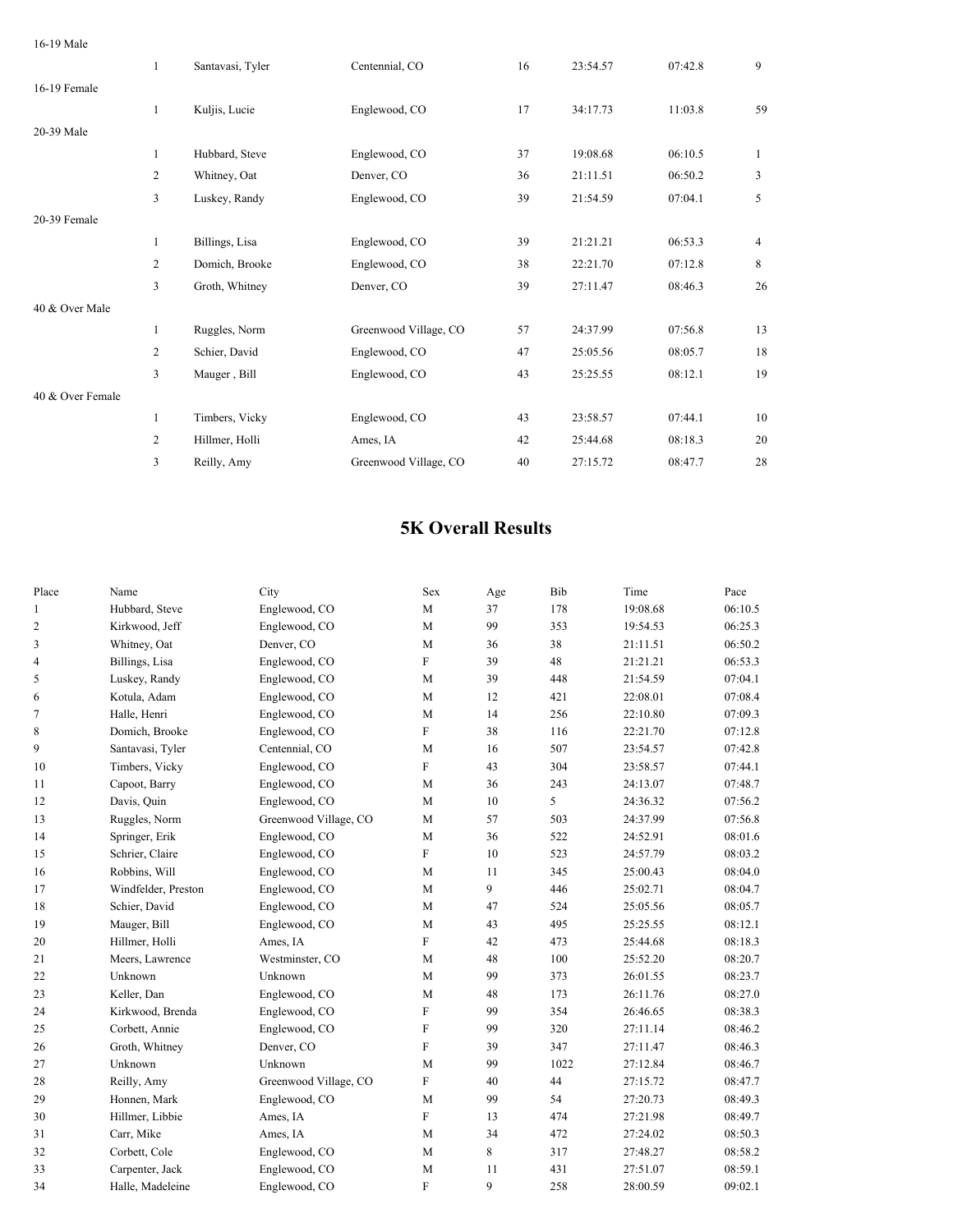16-19 Male

| | | | | | | |
|---|---|---|---|---|---|---|
| 1 | Santavasi, Tyler | Centennial, CO | 16 | 23:54.57 | 07:42.8 | 9 |

16-19 Female

| | | | | | | |
|---|---|---|---|---|---|---|
| 1 | Kuljis, Lucie | Englewood, CO | 17 | 34:17.73 | 11:03.8 | 59 |

20-39 Male

| | | | | | | |
|---|---|---|---|---|---|---|
| 1 | Hubbard, Steve | Englewood, CO | 37 | 19:08.68 | 06:10.5 | 1 |
| 2 | Whitney, Oat | Denver, CO | 36 | 21:11.51 | 06:50.2 | 3 |
| 3 | Luskey, Randy | Englewood, CO | 39 | 21:54.59 | 07:04.1 | 5 |

20-39 Female

| | | | | | | |
|---|---|---|---|---|---|---|
| 1 | Billings, Lisa | Englewood, CO | 39 | 21:21.21 | 06:53.3 | 4 |
| 2 | Domich, Brooke | Englewood, CO | 38 | 22:21.70 | 07:12.8 | 8 |
| 3 | Groth, Whitney | Denver, CO | 39 | 27:11.47 | 08:46.3 | 26 |

40 & Over Male

| | | | | | | |
|---|---|---|---|---|---|---|
| 1 | Ruggles, Norm | Greenwood Village, CO | 57 | 24:37.99 | 07:56.8 | 13 |
| 2 | Schier, David | Englewood, CO | 47 | 25:05.56 | 08:05.7 | 18 |
| 3 | Mauger , Bill | Englewood, CO | 43 | 25:25.55 | 08:12.1 | 19 |

40 & Over Female

| | | | | | | |
|---|---|---|---|---|---|---|
| 1 | Timbers, Vicky | Englewood, CO | 43 | 23:58.57 | 07:44.1 | 10 |
| 2 | Hillmer, Holli | Ames, IA | 42 | 25:44.68 | 08:18.3 | 20 |
| 3 | Reilly, Amy | Greenwood Village, CO | 40 | 27:15.72 | 08:47.7 | 28 |

## 5K Overall Results

| Place | Name | City | Sex | Age | Bib | Time | Pace |
|---|---|---|---|---|---|---|---|
| 1 | Hubbard, Steve | Englewood, CO | M | 37 | 178 | 19:08.68 | 06:10.5 |
| 2 | Kirkwood, Jeff | Englewood, CO | M | 99 | 353 | 19:54.53 | 06:25.3 |
| 3 | Whitney, Oat | Denver, CO | M | 36 | 38 | 21:11.51 | 06:50.2 |
| 4 | Billings, Lisa | Englewood, CO | F | 39 | 48 | 21:21.21 | 06:53.3 |
| 5 | Luskey, Randy | Englewood, CO | M | 39 | 448 | 21:54.59 | 07:04.1 |
| 6 | Kotula, Adam | Englewood, CO | M | 12 | 421 | 22:08.01 | 07:08.4 |
| 7 | Halle, Henri | Englewood, CO | M | 14 | 256 | 22:10.80 | 07:09.3 |
| 8 | Domich, Brooke | Englewood, CO | F | 38 | 116 | 22:21.70 | 07:12.8 |
| 9 | Santavasi, Tyler | Centennial, CO | M | 16 | 507 | 23:54.57 | 07:42.8 |
| 10 | Timbers, Vicky | Englewood, CO | F | 43 | 304 | 23:58.57 | 07:44.1 |
| 11 | Capoot, Barry | Englewood, CO | M | 36 | 243 | 24:13.07 | 07:48.7 |
| 12 | Davis, Quin | Englewood, CO | M | 10 | 5 | 24:36.32 | 07:56.2 |
| 13 | Ruggles, Norm | Greenwood Village, CO | M | 57 | 503 | 24:37.99 | 07:56.8 |
| 14 | Springer, Erik | Englewood, CO | M | 36 | 522 | 24:52.91 | 08:01.6 |
| 15 | Schrier, Claire | Englewood, CO | F | 10 | 523 | 24:57.79 | 08:03.2 |
| 16 | Robbins, Will | Englewood, CO | M | 11 | 345 | 25:00.43 | 08:04.0 |
| 17 | Windfelder, Preston | Englewood, CO | M | 9 | 446 | 25:02.71 | 08:04.7 |
| 18 | Schier, David | Englewood, CO | M | 47 | 524 | 25:05.56 | 08:05.7 |
| 19 | Mauger, Bill | Englewood, CO | M | 43 | 495 | 25:25.55 | 08:12.1 |
| 20 | Hillmer, Holli | Ames, IA | F | 42 | 473 | 25:44.68 | 08:18.3 |
| 21 | Meers, Lawrence | Westminster, CO | M | 48 | 100 | 25:52.20 | 08:20.7 |
| 22 | Unknown | Unknown | M | 99 | 373 | 26:01.55 | 08:23.7 |
| 23 | Keller, Dan | Englewood, CO | M | 48 | 173 | 26:11.76 | 08:27.0 |
| 24 | Kirkwood, Brenda | Englewood, CO | F | 99 | 354 | 26:46.65 | 08:38.3 |
| 25 | Corbett, Annie | Englewood, CO | F | 99 | 320 | 27:11.14 | 08:46.2 |
| 26 | Groth, Whitney | Denver, CO | F | 39 | 347 | 27:11.47 | 08:46.3 |
| 27 | Unknown | Unknown | M | 99 | 1022 | 27:12.84 | 08:46.7 |
| 28 | Reilly, Amy | Greenwood Village, CO | F | 40 | 44 | 27:15.72 | 08:47.7 |
| 29 | Honnen, Mark | Englewood, CO | M | 99 | 54 | 27:20.73 | 08:49.3 |
| 30 | Hillmer, Libbie | Ames, IA | F | 13 | 474 | 27:21.98 | 08:49.7 |
| 31 | Carr, Mike | Ames, IA | M | 34 | 472 | 27:24.02 | 08:50.3 |
| 32 | Corbett, Cole | Englewood, CO | M | 8 | 317 | 27:48.27 | 08:58.2 |
| 33 | Carpenter, Jack | Englewood, CO | M | 11 | 431 | 27:51.07 | 08:59.1 |
| 34 | Halle, Madeleine | Englewood, CO | F | 9 | 258 | 28:00.59 | 09:02.1 |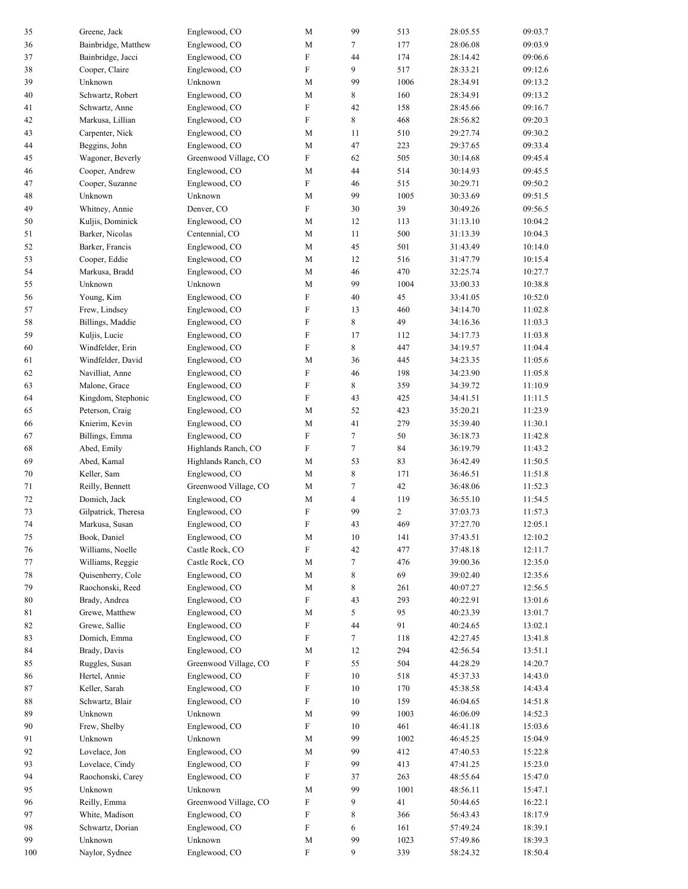| | | | | | | | |
|---|---|---|---|---|---|---|---|
| 35 | Greene, Jack | Englewood, CO | M | 99 | 513 | 28:05.55 | 09:03.7 |
| 36 | Bainbridge, Matthew | Englewood, CO | M | 7 | 177 | 28:06.08 | 09:03.9 |
| 37 | Bainbridge, Jacci | Englewood, CO | F | 44 | 174 | 28:14.42 | 09:06.6 |
| 38 | Cooper, Claire | Englewood, CO | F | 9 | 517 | 28:33.21 | 09:12.6 |
| 39 | Unknown | Unknown | M | 99 | 1006 | 28:34.91 | 09:13.2 |
| 40 | Schwartz, Robert | Englewood, CO | M | 8 | 160 | 28:34.91 | 09:13.2 |
| 41 | Schwartz, Anne | Englewood, CO | F | 42 | 158 | 28:45.66 | 09:16.7 |
| 42 | Markusa, Lillian | Englewood, CO | F | 8 | 468 | 28:56.82 | 09:20.3 |
| 43 | Carpenter, Nick | Englewood, CO | M | 11 | 510 | 29:27.74 | 09:30.2 |
| 44 | Beggins, John | Englewood, CO | M | 47 | 223 | 29:37.65 | 09:33.4 |
| 45 | Wagoner, Beverly | Greenwood Village, CO | F | 62 | 505 | 30:14.68 | 09:45.4 |
| 46 | Cooper, Andrew | Englewood, CO | M | 44 | 514 | 30:14.93 | 09:45.5 |
| 47 | Cooper, Suzanne | Englewood, CO | F | 46 | 515 | 30:29.71 | 09:50.2 |
| 48 | Unknown | Unknown | M | 99 | 1005 | 30:33.69 | 09:51.5 |
| 49 | Whitney, Annie | Denver, CO | F | 30 | 39 | 30:49.26 | 09:56.5 |
| 50 | Kuljis, Dominick | Englewood, CO | M | 12 | 113 | 31:13.10 | 10:04.2 |
| 51 | Barker, Nicolas | Centennial, CO | M | 11 | 500 | 31:13.39 | 10:04.3 |
| 52 | Barker, Francis | Englewood, CO | M | 45 | 501 | 31:43.49 | 10:14.0 |
| 53 | Cooper, Eddie | Englewood, CO | M | 12 | 516 | 31:47.79 | 10:15.4 |
| 54 | Markusa, Bradd | Englewood, CO | M | 46 | 470 | 32:25.74 | 10:27.7 |
| 55 | Unknown | Unknown | M | 99 | 1004 | 33:00.33 | 10:38.8 |
| 56 | Young, Kim | Englewood, CO | F | 40 | 45 | 33:41.05 | 10:52.0 |
| 57 | Frew, Lindsey | Englewood, CO | F | 13 | 460 | 34:14.70 | 11:02.8 |
| 58 | Billings, Maddie | Englewood, CO | F | 8 | 49 | 34:16.36 | 11:03.3 |
| 59 | Kuljis, Lucie | Englewood, CO | F | 17 | 112 | 34:17.73 | 11:03.8 |
| 60 | Windfelder, Erin | Englewood, CO | F | 8 | 447 | 34:19.57 | 11:04.4 |
| 61 | Windfelder, David | Englewood, CO | M | 36 | 445 | 34:23.35 | 11:05.6 |
| 62 | Navilliat, Anne | Englewood, CO | F | 46 | 198 | 34:23.90 | 11:05.8 |
| 63 | Malone, Grace | Englewood, CO | F | 8 | 359 | 34:39.72 | 11:10.9 |
| 64 | Kingdom, Stephonic | Englewood, CO | F | 43 | 425 | 34:41.51 | 11:11.5 |
| 65 | Peterson, Craig | Englewood, CO | M | 52 | 423 | 35:20.21 | 11:23.9 |
| 66 | Knierim, Kevin | Englewood, CO | M | 41 | 279 | 35:39.40 | 11:30.1 |
| 67 | Billings, Emma | Englewood, CO | F | 7 | 50 | 36:18.73 | 11:42.8 |
| 68 | Abed, Emily | Highlands Ranch, CO | F | 7 | 84 | 36:19.79 | 11:43.2 |
| 69 | Abed, Kamal | Highlands Ranch, CO | M | 53 | 83 | 36:42.49 | 11:50.5 |
| 70 | Keller, Sam | Englewood, CO | M | 8 | 171 | 36:46.51 | 11:51.8 |
| 71 | Reilly, Bennett | Greenwood Village, CO | M | 7 | 42 | 36:48.06 | 11:52.3 |
| 72 | Domich, Jack | Englewood, CO | M | 4 | 119 | 36:55.10 | 11:54.5 |
| 73 | Gilpatrick, Theresa | Englewood, CO | F | 99 | 2 | 37:03.73 | 11:57.3 |
| 74 | Markusa, Susan | Englewood, CO | F | 43 | 469 | 37:27.70 | 12:05.1 |
| 75 | Book, Daniel | Englewood, CO | M | 10 | 141 | 37:43.51 | 12:10.2 |
| 76 | Williams, Noelle | Castle Rock, CO | F | 42 | 477 | 37:48.18 | 12:11.7 |
| 77 | Williams, Reggie | Castle Rock, CO | M | 7 | 476 | 39:00.36 | 12:35.0 |
| 78 | Quisenberry, Cole | Englewood, CO | M | 8 | 69 | 39:02.40 | 12:35.6 |
| 79 | Raochonski, Reed | Englewood, CO | M | 8 | 261 | 40:07.27 | 12:56.5 |
| 80 | Brady, Andrea | Englewood, CO | F | 43 | 293 | 40:22.91 | 13:01.6 |
| 81 | Grewe, Matthew | Englewood, CO | M | 5 | 95 | 40:23.39 | 13:01.7 |
| 82 | Grewe, Sallie | Englewood, CO | F | 44 | 91 | 40:24.65 | 13:02.1 |
| 83 | Domich, Emma | Englewood, CO | F | 7 | 118 | 42:27.45 | 13:41.8 |
| 84 | Brady, Davis | Englewood, CO | M | 12 | 294 | 42:56.54 | 13:51.1 |
| 85 | Ruggles, Susan | Greenwood Village, CO | F | 55 | 504 | 44:28.29 | 14:20.7 |
| 86 | Hertel, Annie | Englewood, CO | F | 10 | 518 | 45:37.33 | 14:43.0 |
| 87 | Keller, Sarah | Englewood, CO | F | 10 | 170 | 45:38.58 | 14:43.4 |
| 88 | Schwartz, Blair | Englewood, CO | F | 10 | 159 | 46:04.65 | 14:51.8 |
| 89 | Unknown | Unknown | M | 99 | 1003 | 46:06.09 | 14:52.3 |
| 90 | Frew, Shelby | Englewood, CO | F | 10 | 461 | 46:41.18 | 15:03.6 |
| 91 | Unknown | Unknown | M | 99 | 1002 | 46:45.25 | 15:04.9 |
| 92 | Lovelace, Jon | Englewood, CO | M | 99 | 412 | 47:40.53 | 15:22.8 |
| 93 | Lovelace, Cindy | Englewood, CO | F | 99 | 413 | 47:41.25 | 15:23.0 |
| 94 | Raochonski, Carey | Englewood, CO | F | 37 | 263 | 48:55.64 | 15:47.0 |
| 95 | Unknown | Unknown | M | 99 | 1001 | 48:56.11 | 15:47.1 |
| 96 | Reilly, Emma | Greenwood Village, CO | F | 9 | 41 | 50:44.65 | 16:22.1 |
| 97 | White, Madison | Englewood, CO | F | 8 | 366 | 56:43.43 | 18:17.9 |
| 98 | Schwartz, Dorian | Englewood, CO | F | 6 | 161 | 57:49.24 | 18:39.1 |
| 99 | Unknown | Unknown | M | 99 | 1023 | 57:49.86 | 18:39.3 |
| 100 | Naylor, Sydnee | Englewood, CO | F | 9 | 339 | 58:24.32 | 18:50.4 |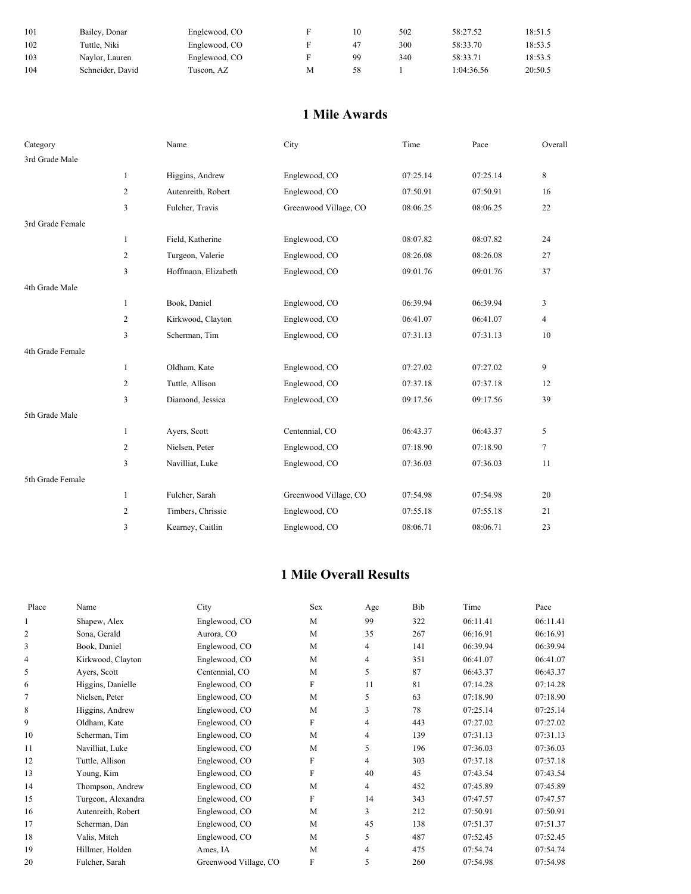| | | | | | | | |
|---|---|---|---|---|---|---|---|
| 101 | Bailey, Donar | Englewood, CO | F | 10 | 502 | 58:27.52 | 18:51.5 |
| 102 | Tuttle, Niki | Englewood, CO | F | 47 | 300 | 58:33.70 | 18:53.5 |
| 103 | Naylor, Lauren | Englewood, CO | F | 99 | 340 | 58:33.71 | 18:53.5 |
| 104 | Schneider, David | Tuscon, AZ | M | 58 | 1 | 1:04:36.56 | 20:50.5 |

## 1 Mile Awards

| Category | | Name | City | Time | Pace | Overall |
|---|---|---|---|---|---|---|
| 3rd Grade Male | | | | | | |
| | 1 | Higgins, Andrew | Englewood, CO | 07:25.14 | 07:25.14 | 8 |
| | 2 | Autenreith, Robert | Englewood, CO | 07:50.91 | 07:50.91 | 16 |
| | 3 | Fulcher, Travis | Greenwood Village, CO | 08:06.25 | 08:06.25 | 22 |
| 3rd Grade Female | | | | | | |
| | 1 | Field, Katherine | Englewood, CO | 08:07.82 | 08:07.82 | 24 |
| | 2 | Turgeon, Valerie | Englewood, CO | 08:26.08 | 08:26.08 | 27 |
| | 3 | Hoffmann, Elizabeth | Englewood, CO | 09:01.76 | 09:01.76 | 37 |
| 4th Grade Male | | | | | | |
| | 1 | Book, Daniel | Englewood, CO | 06:39.94 | 06:39.94 | 3 |
| | 2 | Kirkwood, Clayton | Englewood, CO | 06:41.07 | 06:41.07 | 4 |
| | 3 | Scherman, Tim | Englewood, CO | 07:31.13 | 07:31.13 | 10 |
| 4th Grade Female | | | | | | |
| | 1 | Oldham, Kate | Englewood, CO | 07:27.02 | 07:27.02 | 9 |
| | 2 | Tuttle, Allison | Englewood, CO | 07:37.18 | 07:37.18 | 12 |
| | 3 | Diamond, Jessica | Englewood, CO | 09:17.56 | 09:17.56 | 39 |
| 5th Grade Male | | | | | | |
| | 1 | Ayers, Scott | Centennial, CO | 06:43.37 | 06:43.37 | 5 |
| | 2 | Nielsen, Peter | Englewood, CO | 07:18.90 | 07:18.90 | 7 |
| | 3 | Navilliat, Luke | Englewood, CO | 07:36.03 | 07:36.03 | 11 |
| 5th Grade Female | | | | | | |
| | 1 | Fulcher, Sarah | Greenwood Village, CO | 07:54.98 | 07:54.98 | 20 |
| | 2 | Timbers, Chrissie | Englewood, CO | 07:55.18 | 07:55.18 | 21 |
| | 3 | Kearney, Caitlin | Englewood, CO | 08:06.71 | 08:06.71 | 23 |

## 1 Mile Overall Results

| Place | Name | City | Sex | Age | Bib | Time | Pace |
|---|---|---|---|---|---|---|---|
| 1 | Shapew, Alex | Englewood, CO | M | 99 | 322 | 06:11.41 | 06:11.41 |
| 2 | Sona, Gerald | Aurora, CO | M | 35 | 267 | 06:16.91 | 06:16.91 |
| 3 | Book, Daniel | Englewood, CO | M | 4 | 141 | 06:39.94 | 06:39.94 |
| 4 | Kirkwood, Clayton | Englewood, CO | M | 4 | 351 | 06:41.07 | 06:41.07 |
| 5 | Ayers, Scott | Centennial, CO | M | 5 | 87 | 06:43.37 | 06:43.37 |
| 6 | Higgins, Danielle | Englewood, CO | F | 11 | 81 | 07:14.28 | 07:14.28 |
| 7 | Nielsen, Peter | Englewood, CO | M | 5 | 63 | 07:18.90 | 07:18.90 |
| 8 | Higgins, Andrew | Englewood, CO | M | 3 | 78 | 07:25.14 | 07:25.14 |
| 9 | Oldham, Kate | Englewood, CO | F | 4 | 443 | 07:27.02 | 07:27.02 |
| 10 | Scherman, Tim | Englewood, CO | M | 4 | 139 | 07:31.13 | 07:31.13 |
| 11 | Navilliat, Luke | Englewood, CO | M | 5 | 196 | 07:36.03 | 07:36.03 |
| 12 | Tuttle, Allison | Englewood, CO | F | 4 | 303 | 07:37.18 | 07:37.18 |
| 13 | Young, Kim | Englewood, CO | F | 40 | 45 | 07:43.54 | 07:43.54 |
| 14 | Thompson, Andrew | Englewood, CO | M | 4 | 452 | 07:45.89 | 07:45.89 |
| 15 | Turgeon, Alexandra | Englewood, CO | F | 14 | 343 | 07:47.57 | 07:47.57 |
| 16 | Autenreith, Robert | Englewood, CO | M | 3 | 212 | 07:50.91 | 07:50.91 |
| 17 | Scherman, Dan | Englewood, CO | M | 45 | 138 | 07:51.37 | 07:51.37 |
| 18 | Valis, Mitch | Englewood, CO | M | 5 | 487 | 07:52.45 | 07:52.45 |
| 19 | Hillmer, Holden | Ames, IA | M | 4 | 475 | 07:54.74 | 07:54.74 |
| 20 | Fulcher, Sarah | Greenwood Village, CO | F | 5 | 260 | 07:54.98 | 07:54.98 |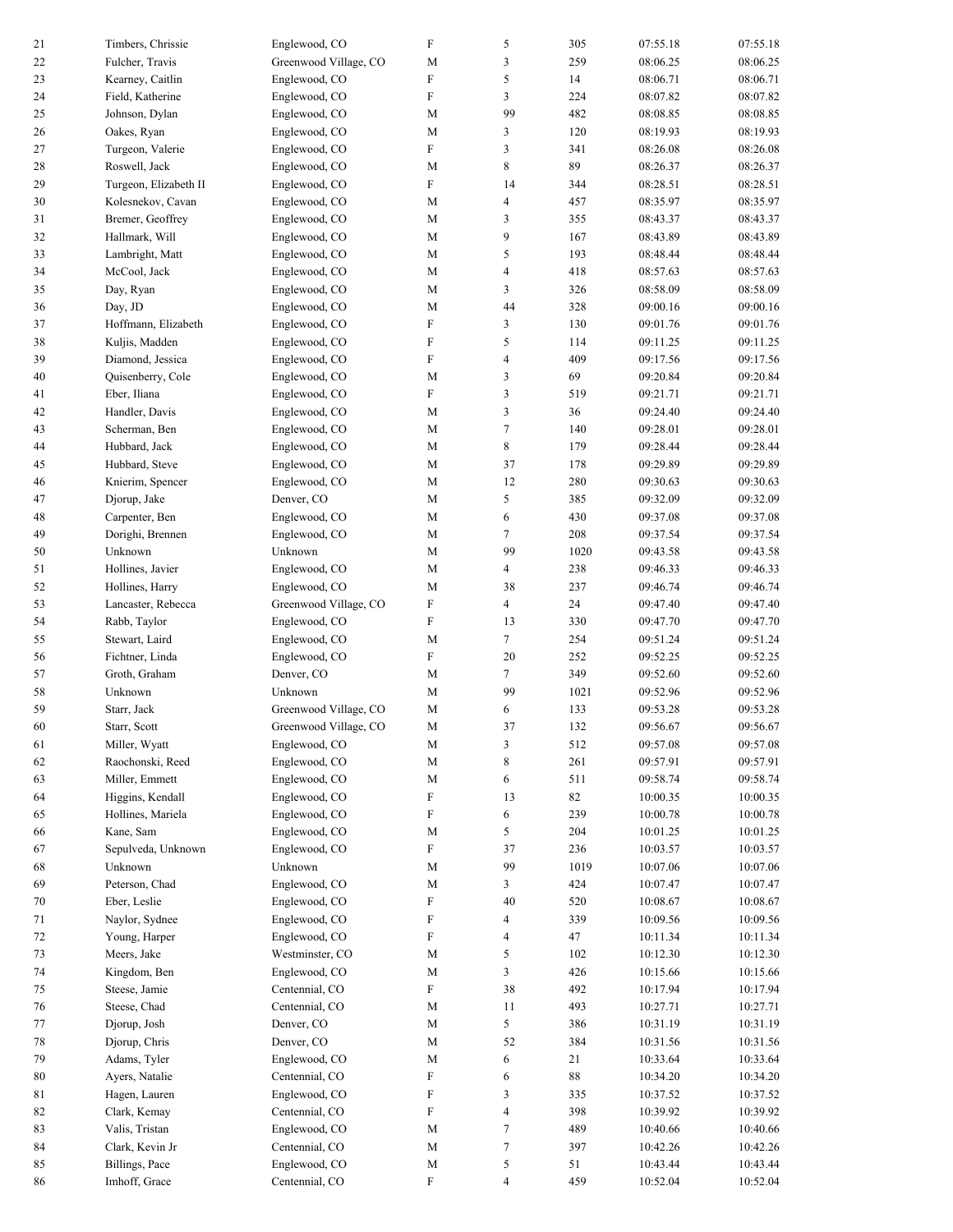| | | | | | | | |
|---|---|---|---|---|---|---|---|
| 21 | Timbers, Chrissie | Englewood, CO | F | 5 | 305 | 07:55.18 | 07:55.18 |
| 22 | Fulcher, Travis | Greenwood Village, CO | M | 3 | 259 | 08:06.25 | 08:06.25 |
| 23 | Kearney, Caitlin | Englewood, CO | F | 5 | 14 | 08:06.71 | 08:06.71 |
| 24 | Field, Katherine | Englewood, CO | F | 3 | 224 | 08:07.82 | 08:07.82 |
| 25 | Johnson, Dylan | Englewood, CO | M | 99 | 482 | 08:08.85 | 08:08.85 |
| 26 | Oakes, Ryan | Englewood, CO | M | 3 | 120 | 08:19.93 | 08:19.93 |
| 27 | Turgeon, Valerie | Englewood, CO | F | 3 | 341 | 08:26.08 | 08:26.08 |
| 28 | Roswell, Jack | Englewood, CO | M | 8 | 89 | 08:26.37 | 08:26.37 |
| 29 | Turgeon, Elizabeth II | Englewood, CO | F | 14 | 344 | 08:28.51 | 08:28.51 |
| 30 | Kolesnekov, Cavan | Englewood, CO | M | 4 | 457 | 08:35.97 | 08:35.97 |
| 31 | Bremer, Geoffrey | Englewood, CO | M | 3 | 355 | 08:43.37 | 08:43.37 |
| 32 | Hallmark, Will | Englewood, CO | M | 9 | 167 | 08:43.89 | 08:43.89 |
| 33 | Lambright, Matt | Englewood, CO | M | 5 | 193 | 08:48.44 | 08:48.44 |
| 34 | McCool, Jack | Englewood, CO | M | 4 | 418 | 08:57.63 | 08:57.63 |
| 35 | Day, Ryan | Englewood, CO | M | 3 | 326 | 08:58.09 | 08:58.09 |
| 36 | Day, JD | Englewood, CO | M | 44 | 328 | 09:00.16 | 09:00.16 |
| 37 | Hoffmann, Elizabeth | Englewood, CO | F | 3 | 130 | 09:01.76 | 09:01.76 |
| 38 | Kuljis, Madden | Englewood, CO | F | 5 | 114 | 09:11.25 | 09:11.25 |
| 39 | Diamond, Jessica | Englewood, CO | F | 4 | 409 | 09:17.56 | 09:17.56 |
| 40 | Quisenberry, Cole | Englewood, CO | M | 3 | 69 | 09:20.84 | 09:20.84 |
| 41 | Eber, Iliana | Englewood, CO | F | 3 | 519 | 09:21.71 | 09:21.71 |
| 42 | Handler, Davis | Englewood, CO | M | 3 | 36 | 09:24.40 | 09:24.40 |
| 43 | Scherman, Ben | Englewood, CO | M | 7 | 140 | 09:28.01 | 09:28.01 |
| 44 | Hubbard, Jack | Englewood, CO | M | 8 | 179 | 09:28.44 | 09:28.44 |
| 45 | Hubbard, Steve | Englewood, CO | M | 37 | 178 | 09:29.89 | 09:29.89 |
| 46 | Knierim, Spencer | Englewood, CO | M | 12 | 280 | 09:30.63 | 09:30.63 |
| 47 | Djorup, Jake | Denver, CO | M | 5 | 385 | 09:32.09 | 09:32.09 |
| 48 | Carpenter, Ben | Englewood, CO | M | 6 | 430 | 09:37.08 | 09:37.08 |
| 49 | Dorighi, Brennen | Englewood, CO | M | 7 | 208 | 09:37.54 | 09:37.54 |
| 50 | Unknown | Unknown | M | 99 | 1020 | 09:43.58 | 09:43.58 |
| 51 | Hollines, Javier | Englewood, CO | M | 4 | 238 | 09:46.33 | 09:46.33 |
| 52 | Hollines, Harry | Englewood, CO | M | 38 | 237 | 09:46.74 | 09:46.74 |
| 53 | Lancaster, Rebecca | Greenwood Village, CO | F | 4 | 24 | 09:47.40 | 09:47.40 |
| 54 | Rabb, Taylor | Englewood, CO | F | 13 | 330 | 09:47.70 | 09:47.70 |
| 55 | Stewart, Laird | Englewood, CO | M | 7 | 254 | 09:51.24 | 09:51.24 |
| 56 | Fichtner, Linda | Englewood, CO | F | 20 | 252 | 09:52.25 | 09:52.25 |
| 57 | Groth, Graham | Denver, CO | M | 7 | 349 | 09:52.60 | 09:52.60 |
| 58 | Unknown | Unknown | M | 99 | 1021 | 09:52.96 | 09:52.96 |
| 59 | Starr, Jack | Greenwood Village, CO | M | 6 | 133 | 09:53.28 | 09:53.28 |
| 60 | Starr, Scott | Greenwood Village, CO | M | 37 | 132 | 09:56.67 | 09:56.67 |
| 61 | Miller, Wyatt | Englewood, CO | M | 3 | 512 | 09:57.08 | 09:57.08 |
| 62 | Raochonski, Reed | Englewood, CO | M | 8 | 261 | 09:57.91 | 09:57.91 |
| 63 | Miller, Emmett | Englewood, CO | M | 6 | 511 | 09:58.74 | 09:58.74 |
| 64 | Higgins, Kendall | Englewood, CO | F | 13 | 82 | 10:00.35 | 10:00.35 |
| 65 | Hollines, Mariela | Englewood, CO | F | 6 | 239 | 10:00.78 | 10:00.78 |
| 66 | Kane, Sam | Englewood, CO | M | 5 | 204 | 10:01.25 | 10:01.25 |
| 67 | Sepulveda, Unknown | Englewood, CO | F | 37 | 236 | 10:03.57 | 10:03.57 |
| 68 | Unknown | Unknown | M | 99 | 1019 | 10:07.06 | 10:07.06 |
| 69 | Peterson, Chad | Englewood, CO | M | 3 | 424 | 10:07.47 | 10:07.47 |
| 70 | Eber, Leslie | Englewood, CO | F | 40 | 520 | 10:08.67 | 10:08.67 |
| 71 | Naylor, Sydnee | Englewood, CO | F | 4 | 339 | 10:09.56 | 10:09.56 |
| 72 | Young, Harper | Englewood, CO | F | 4 | 47 | 10:11.34 | 10:11.34 |
| 73 | Meers, Jake | Westminster, CO | M | 5 | 102 | 10:12.30 | 10:12.30 |
| 74 | Kingdom, Ben | Englewood, CO | M | 3 | 426 | 10:15.66 | 10:15.66 |
| 75 | Steese, Jamie | Centennial, CO | F | 38 | 492 | 10:17.94 | 10:17.94 |
| 76 | Steese, Chad | Centennial, CO | M | 11 | 493 | 10:27.71 | 10:27.71 |
| 77 | Djorup, Josh | Denver, CO | M | 5 | 386 | 10:31.19 | 10:31.19 |
| 78 | Djorup, Chris | Denver, CO | M | 52 | 384 | 10:31.56 | 10:31.56 |
| 79 | Adams, Tyler | Englewood, CO | M | 6 | 21 | 10:33.64 | 10:33.64 |
| 80 | Ayers, Natalie | Centennial, CO | F | 6 | 88 | 10:34.20 | 10:34.20 |
| 81 | Hagen, Lauren | Englewood, CO | F | 3 | 335 | 10:37.52 | 10:37.52 |
| 82 | Clark, Kemay | Centennial, CO | F | 4 | 398 | 10:39.92 | 10:39.92 |
| 83 | Valis, Tristan | Englewood, CO | M | 7 | 489 | 10:40.66 | 10:40.66 |
| 84 | Clark, Kevin Jr | Centennial, CO | M | 7 | 397 | 10:42.26 | 10:42.26 |
| 85 | Billings, Pace | Englewood, CO | M | 5 | 51 | 10:43.44 | 10:43.44 |
| 86 | Imhoff, Grace | Centennial, CO | F | 4 | 459 | 10:52.04 | 10:52.04 |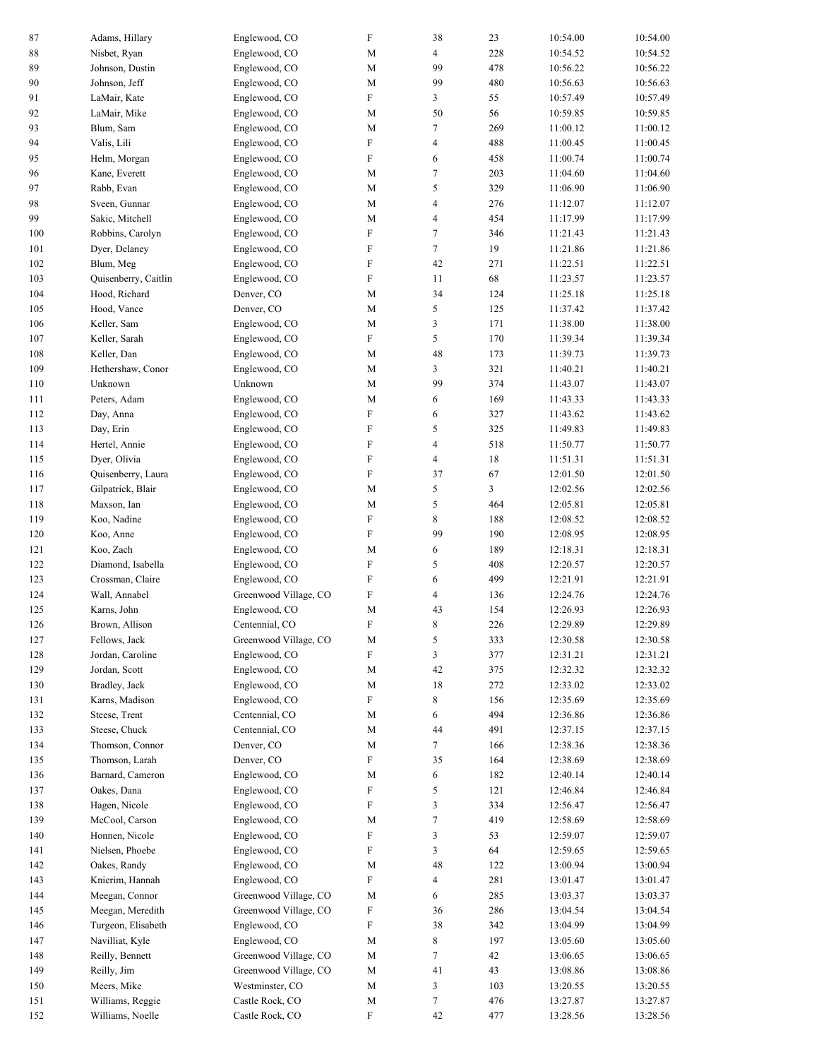| | | | | | | | |
|---|---|---|---|---|---|---|---|
| 87 | Adams, Hillary | Englewood, CO | F | 38 | 23 | 10:54.00 | 10:54.00 |
| 88 | Nisbet, Ryan | Englewood, CO | M | 4 | 228 | 10:54.52 | 10:54.52 |
| 89 | Johnson, Dustin | Englewood, CO | M | 99 | 478 | 10:56.22 | 10:56.22 |
| 90 | Johnson, Jeff | Englewood, CO | M | 99 | 480 | 10:56.63 | 10:56.63 |
| 91 | LaMair, Kate | Englewood, CO | F | 3 | 55 | 10:57.49 | 10:57.49 |
| 92 | LaMair, Mike | Englewood, CO | M | 50 | 56 | 10:59.85 | 10:59.85 |
| 93 | Blum, Sam | Englewood, CO | M | 7 | 269 | 11:00.12 | 11:00.12 |
| 94 | Valis, Lili | Englewood, CO | F | 4 | 488 | 11:00.45 | 11:00.45 |
| 95 | Helm, Morgan | Englewood, CO | F | 6 | 458 | 11:00.74 | 11:00.74 |
| 96 | Kane, Everett | Englewood, CO | M | 7 | 203 | 11:04.60 | 11:04.60 |
| 97 | Rabb, Evan | Englewood, CO | M | 5 | 329 | 11:06.90 | 11:06.90 |
| 98 | Sveen, Gunnar | Englewood, CO | M | 4 | 276 | 11:12.07 | 11:12.07 |
| 99 | Sakic, Mitchell | Englewood, CO | M | 4 | 454 | 11:17.99 | 11:17.99 |
| 100 | Robbins, Carolyn | Englewood, CO | F | 7 | 346 | 11:21.43 | 11:21.43 |
| 101 | Dyer, Delaney | Englewood, CO | F | 7 | 19 | 11:21.86 | 11:21.86 |
| 102 | Blum, Meg | Englewood, CO | F | 42 | 271 | 11:22.51 | 11:22.51 |
| 103 | Quisenberry, Caitlin | Englewood, CO | F | 11 | 68 | 11:23.57 | 11:23.57 |
| 104 | Hood, Richard | Denver, CO | M | 34 | 124 | 11:25.18 | 11:25.18 |
| 105 | Hood, Vance | Denver, CO | M | 5 | 125 | 11:37.42 | 11:37.42 |
| 106 | Keller, Sam | Englewood, CO | M | 3 | 171 | 11:38.00 | 11:38.00 |
| 107 | Keller, Sarah | Englewood, CO | F | 5 | 170 | 11:39.34 | 11:39.34 |
| 108 | Keller, Dan | Englewood, CO | M | 48 | 173 | 11:39.73 | 11:39.73 |
| 109 | Hethershaw, Conor | Englewood, CO | M | 3 | 321 | 11:40.21 | 11:40.21 |
| 110 | Unknown | Unknown | M | 99 | 374 | 11:43.07 | 11:43.07 |
| 111 | Peters, Adam | Englewood, CO | M | 6 | 169 | 11:43.33 | 11:43.33 |
| 112 | Day, Anna | Englewood, CO | F | 6 | 327 | 11:43.62 | 11:43.62 |
| 113 | Day, Erin | Englewood, CO | F | 5 | 325 | 11:49.83 | 11:49.83 |
| 114 | Hertel, Annie | Englewood, CO | F | 4 | 518 | 11:50.77 | 11:50.77 |
| 115 | Dyer, Olivia | Englewood, CO | F | 4 | 18 | 11:51.31 | 11:51.31 |
| 116 | Quisenberry, Laura | Englewood, CO | F | 37 | 67 | 12:01.50 | 12:01.50 |
| 117 | Gilpatrick, Blair | Englewood, CO | M | 5 | 3 | 12:02.56 | 12:02.56 |
| 118 | Maxson, Ian | Englewood, CO | M | 5 | 464 | 12:05.81 | 12:05.81 |
| 119 | Koo, Nadine | Englewood, CO | F | 8 | 188 | 12:08.52 | 12:08.52 |
| 120 | Koo, Anne | Englewood, CO | F | 99 | 190 | 12:08.95 | 12:08.95 |
| 121 | Koo, Zach | Englewood, CO | M | 6 | 189 | 12:18.31 | 12:18.31 |
| 122 | Diamond, Isabella | Englewood, CO | F | 5 | 408 | 12:20.57 | 12:20.57 |
| 123 | Crossman, Claire | Englewood, CO | F | 6 | 499 | 12:21.91 | 12:21.91 |
| 124 | Wall, Annabel | Greenwood Village, CO | F | 4 | 136 | 12:24.76 | 12:24.76 |
| 125 | Karns, John | Englewood, CO | M | 43 | 154 | 12:26.93 | 12:26.93 |
| 126 | Brown, Allison | Centennial, CO | F | 8 | 226 | 12:29.89 | 12:29.89 |
| 127 | Fellows, Jack | Greenwood Village, CO | M | 5 | 333 | 12:30.58 | 12:30.58 |
| 128 | Jordan, Caroline | Englewood, CO | F | 3 | 377 | 12:31.21 | 12:31.21 |
| 129 | Jordan, Scott | Englewood, CO | M | 42 | 375 | 12:32.32 | 12:32.32 |
| 130 | Bradley, Jack | Englewood, CO | M | 18 | 272 | 12:33.02 | 12:33.02 |
| 131 | Karns, Madison | Englewood, CO | F | 8 | 156 | 12:35.69 | 12:35.69 |
| 132 | Steese, Trent | Centennial, CO | M | 6 | 494 | 12:36.86 | 12:36.86 |
| 133 | Steese, Chuck | Centennial, CO | M | 44 | 491 | 12:37.15 | 12:37.15 |
| 134 | Thomson, Connor | Denver, CO | M | 7 | 166 | 12:38.36 | 12:38.36 |
| 135 | Thomson, Larah | Denver, CO | F | 35 | 164 | 12:38.69 | 12:38.69 |
| 136 | Barnard, Cameron | Englewood, CO | M | 6 | 182 | 12:40.14 | 12:40.14 |
| 137 | Oakes, Dana | Englewood, CO | F | 5 | 121 | 12:46.84 | 12:46.84 |
| 138 | Hagen, Nicole | Englewood, CO | F | 3 | 334 | 12:56.47 | 12:56.47 |
| 139 | McCool, Carson | Englewood, CO | M | 7 | 419 | 12:58.69 | 12:58.69 |
| 140 | Honnen, Nicole | Englewood, CO | F | 3 | 53 | 12:59.07 | 12:59.07 |
| 141 | Nielsen, Phoebe | Englewood, CO | F | 3 | 64 | 12:59.65 | 12:59.65 |
| 142 | Oakes, Randy | Englewood, CO | M | 48 | 122 | 13:00.94 | 13:00.94 |
| 143 | Knierim, Hannah | Englewood, CO | F | 4 | 281 | 13:01.47 | 13:01.47 |
| 144 | Meegan, Connor | Greenwood Village, CO | M | 6 | 285 | 13:03.37 | 13:03.37 |
| 145 | Meegan, Meredith | Greenwood Village, CO | F | 36 | 286 | 13:04.54 | 13:04.54 |
| 146 | Turgeon, Elisabeth | Englewood, CO | F | 38 | 342 | 13:04.99 | 13:04.99 |
| 147 | Navilliat, Kyle | Englewood, CO | M | 8 | 197 | 13:05.60 | 13:05.60 |
| 148 | Reilly, Bennett | Greenwood Village, CO | M | 7 | 42 | 13:06.65 | 13:06.65 |
| 149 | Reilly, Jim | Greenwood Village, CO | M | 41 | 43 | 13:08.86 | 13:08.86 |
| 150 | Meers, Mike | Westminster, CO | M | 3 | 103 | 13:20.55 | 13:20.55 |
| 151 | Williams, Reggie | Castle Rock, CO | M | 7 | 476 | 13:27.87 | 13:27.87 |
| 152 | Williams, Noelle | Castle Rock, CO | F | 42 | 477 | 13:28.56 | 13:28.56 |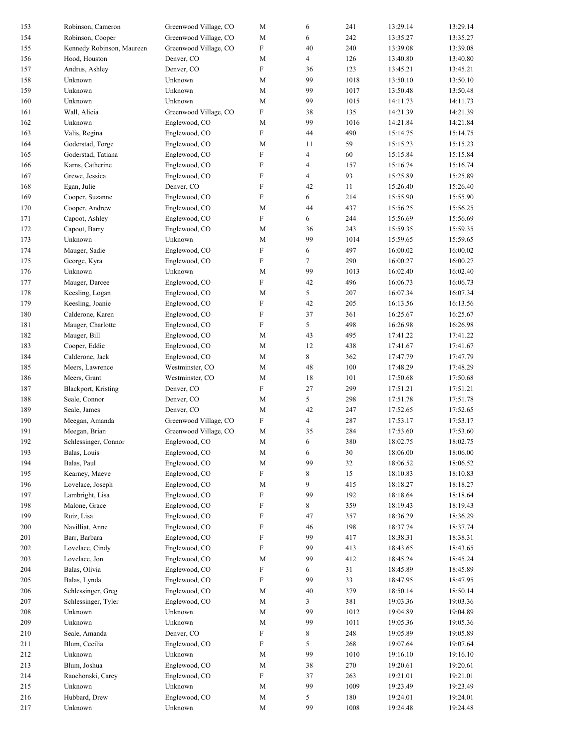| | | | | | | | |
|---|---|---|---|---|---|---|---|
| 153 | Robinson, Cameron | Greenwood Village, CO | M | 6 | 241 | 13:29.14 | 13:29.14 |
| 154 | Robinson, Cooper | Greenwood Village, CO | M | 6 | 242 | 13:35.27 | 13:35.27 |
| 155 | Kennedy Robinson, Maureen | Greenwood Village, CO | F | 40 | 240 | 13:39.08 | 13:39.08 |
| 156 | Hood, Houston | Denver, CO | M | 4 | 126 | 13:40.80 | 13:40.80 |
| 157 | Andrus, Ashley | Denver, CO | F | 36 | 123 | 13:45.21 | 13:45.21 |
| 158 | Unknown | Unknown | M | 99 | 1018 | 13:50.10 | 13:50.10 |
| 159 | Unknown | Unknown | M | 99 | 1017 | 13:50.48 | 13:50.48 |
| 160 | Unknown | Unknown | M | 99 | 1015 | 14:11.73 | 14:11.73 |
| 161 | Wall, Alicia | Greenwood Village, CO | F | 38 | 135 | 14:21.39 | 14:21.39 |
| 162 | Unknown | Englewood, CO | M | 99 | 1016 | 14:21.84 | 14:21.84 |
| 163 | Valis, Regina | Englewood, CO | F | 44 | 490 | 15:14.75 | 15:14.75 |
| 164 | Goderstad, Torge | Englewood, CO | M | 11 | 59 | 15:15.23 | 15:15.23 |
| 165 | Goderstad, Tatiana | Englewood, CO | F | 4 | 60 | 15:15.84 | 15:15.84 |
| 166 | Karns, Catherine | Englewood, CO | F | 4 | 157 | 15:16.74 | 15:16.74 |
| 167 | Grewe, Jessica | Englewood, CO | F | 4 | 93 | 15:25.89 | 15:25.89 |
| 168 | Egan, Julie | Denver, CO | F | 42 | 11 | 15:26.40 | 15:26.40 |
| 169 | Cooper, Suzanne | Englewood, CO | F | 6 | 214 | 15:55.90 | 15:55.90 |
| 170 | Cooper, Andrew | Englewood, CO | M | 44 | 437 | 15:56.25 | 15:56.25 |
| 171 | Capoot, Ashley | Englewood, CO | F | 6 | 244 | 15:56.69 | 15:56.69 |
| 172 | Capoot, Barry | Englewood, CO | M | 36 | 243 | 15:59.35 | 15:59.35 |
| 173 | Unknown | Unknown | M | 99 | 1014 | 15:59.65 | 15:59.65 |
| 174 | Mauger, Sadie | Englewood, CO | F | 6 | 497 | 16:00.02 | 16:00.02 |
| 175 | George, Kyra | Englewood, CO | F | 7 | 290 | 16:00.27 | 16:00.27 |
| 176 | Unknown | Unknown | M | 99 | 1013 | 16:02.40 | 16:02.40 |
| 177 | Mauger, Darcee | Englewood, CO | F | 42 | 496 | 16:06.73 | 16:06.73 |
| 178 | Keesling, Logan | Englewood, CO | M | 5 | 207 | 16:07.34 | 16:07.34 |
| 179 | Keesling, Joanie | Englewood, CO | F | 42 | 205 | 16:13.56 | 16:13.56 |
| 180 | Calderone, Karen | Englewood, CO | F | 37 | 361 | 16:25.67 | 16:25.67 |
| 181 | Mauger, Charlotte | Englewood, CO | F | 5 | 498 | 16:26.98 | 16:26.98 |
| 182 | Mauger, Bill | Englewood, CO | M | 43 | 495 | 17:41.22 | 17:41.22 |
| 183 | Cooper, Eddie | Englewood, CO | M | 12 | 438 | 17:41.67 | 17:41.67 |
| 184 | Calderone, Jack | Englewood, CO | M | 8 | 362 | 17:47.79 | 17:47.79 |
| 185 | Meers, Lawrence | Westminster, CO | M | 48 | 100 | 17:48.29 | 17:48.29 |
| 186 | Meers, Grant | Westminster, CO | M | 18 | 101 | 17:50.68 | 17:50.68 |
| 187 | Blackport, Kristing | Denver, CO | F | 27 | 299 | 17:51.21 | 17:51.21 |
| 188 | Seale, Connor | Denver, CO | M | 5 | 298 | 17:51.78 | 17:51.78 |
| 189 | Seale, James | Denver, CO | M | 42 | 247 | 17:52.65 | 17:52.65 |
| 190 | Meegan, Amanda | Greenwood Village, CO | F | 4 | 287 | 17:53.17 | 17:53.17 |
| 191 | Meegan, Brian | Greenwood Village, CO | M | 35 | 284 | 17:53.60 | 17:53.60 |
| 192 | Schlessinger, Connor | Englewood, CO | M | 6 | 380 | 18:02.75 | 18:02.75 |
| 193 | Balas, Louis | Englewood, CO | M | 6 | 30 | 18:06.00 | 18:06.00 |
| 194 | Balas, Paul | Englewood, CO | M | 99 | 32 | 18:06.52 | 18:06.52 |
| 195 | Kearney, Maeve | Englewood, CO | F | 8 | 15 | 18:10.83 | 18:10.83 |
| 196 | Lovelace, Joseph | Englewood, CO | M | 9 | 415 | 18:18.27 | 18:18.27 |
| 197 | Lambright, Lisa | Englewood, CO | F | 99 | 192 | 18:18.64 | 18:18.64 |
| 198 | Malone, Grace | Englewood, CO | F | 8 | 359 | 18:19.43 | 18:19.43 |
| 199 | Ruiz, Lisa | Englewood, CO | F | 47 | 357 | 18:36.29 | 18:36.29 |
| 200 | Navilliat, Anne | Englewood, CO | F | 46 | 198 | 18:37.74 | 18:37.74 |
| 201 | Barr, Barbara | Englewood, CO | F | 99 | 417 | 18:38.31 | 18:38.31 |
| 202 | Lovelace, Cindy | Englewood, CO | F | 99 | 413 | 18:43.65 | 18:43.65 |
| 203 | Lovelace, Jon | Englewood, CO | M | 99 | 412 | 18:45.24 | 18:45.24 |
| 204 | Balas, Olivia | Englewood, CO | F | 6 | 31 | 18:45.89 | 18:45.89 |
| 205 | Balas, Lynda | Englewood, CO | F | 99 | 33 | 18:47.95 | 18:47.95 |
| 206 | Schlessinger, Greg | Englewood, CO | M | 40 | 379 | 18:50.14 | 18:50.14 |
| 207 | Schlessinger, Tyler | Englewood, CO | M | 3 | 381 | 19:03.36 | 19:03.36 |
| 208 | Unknown | Unknown | M | 99 | 1012 | 19:04.89 | 19:04.89 |
| 209 | Unknown | Unknown | M | 99 | 1011 | 19:05.36 | 19:05.36 |
| 210 | Seale, Amanda | Denver, CO | F | 8 | 248 | 19:05.89 | 19:05.89 |
| 211 | Blum, Cecilia | Englewood, CO | F | 5 | 268 | 19:07.64 | 19:07.64 |
| 212 | Unknown | Unknown | M | 99 | 1010 | 19:16.10 | 19:16.10 |
| 213 | Blum, Joshua | Englewood, CO | M | 38 | 270 | 19:20.61 | 19:20.61 |
| 214 | Raochonski, Carey | Englewood, CO | F | 37 | 263 | 19:21.01 | 19:21.01 |
| 215 | Unknown | Unknown | M | 99 | 1009 | 19:23.49 | 19:23.49 |
| 216 | Hubbard, Drew | Englewood, CO | M | 5 | 180 | 19:24.01 | 19:24.01 |
| 217 | Unknown | Unknown | M | 99 | 1008 | 19:24.48 | 19:24.48 |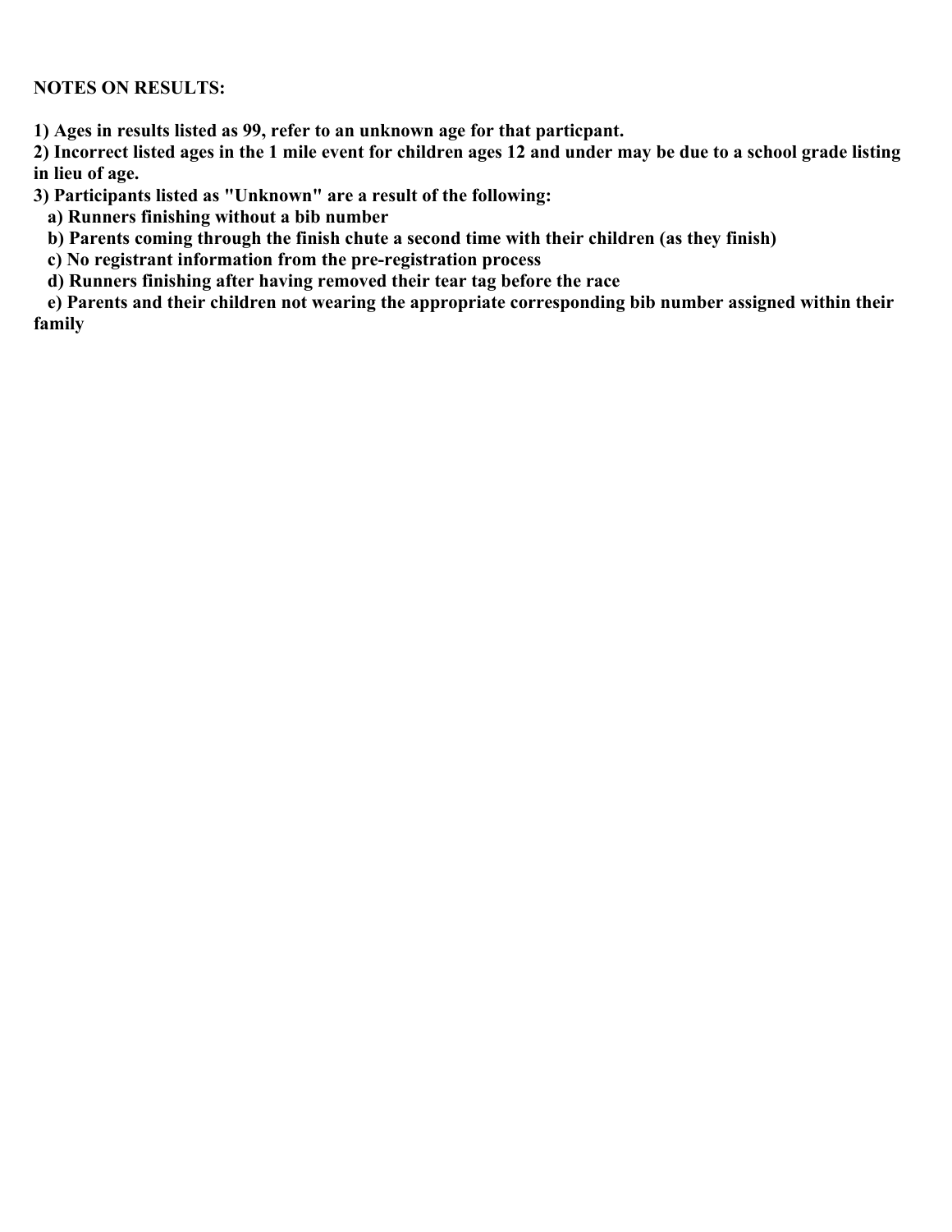**NOTES ON RESULTS:**

**1) Ages in results listed as 99, refer to an unknown age for that particpant.**

**2) Incorrect listed ages in the 1 mile event for children ages 12 and under may be due to a school grade listing in lieu of age.**

**3) Participants listed as "Unknown" are a result of the following:**

**a) Runners finishing without a bib number**

**b) Parents coming through the finish chute a second time with their children (as they finish)**

**c) No registrant information from the pre-registration process**

**d) Runners finishing after having removed their tear tag before the race**

**e) Parents and their children not wearing the appropriate corresponding bib number assigned within their family**